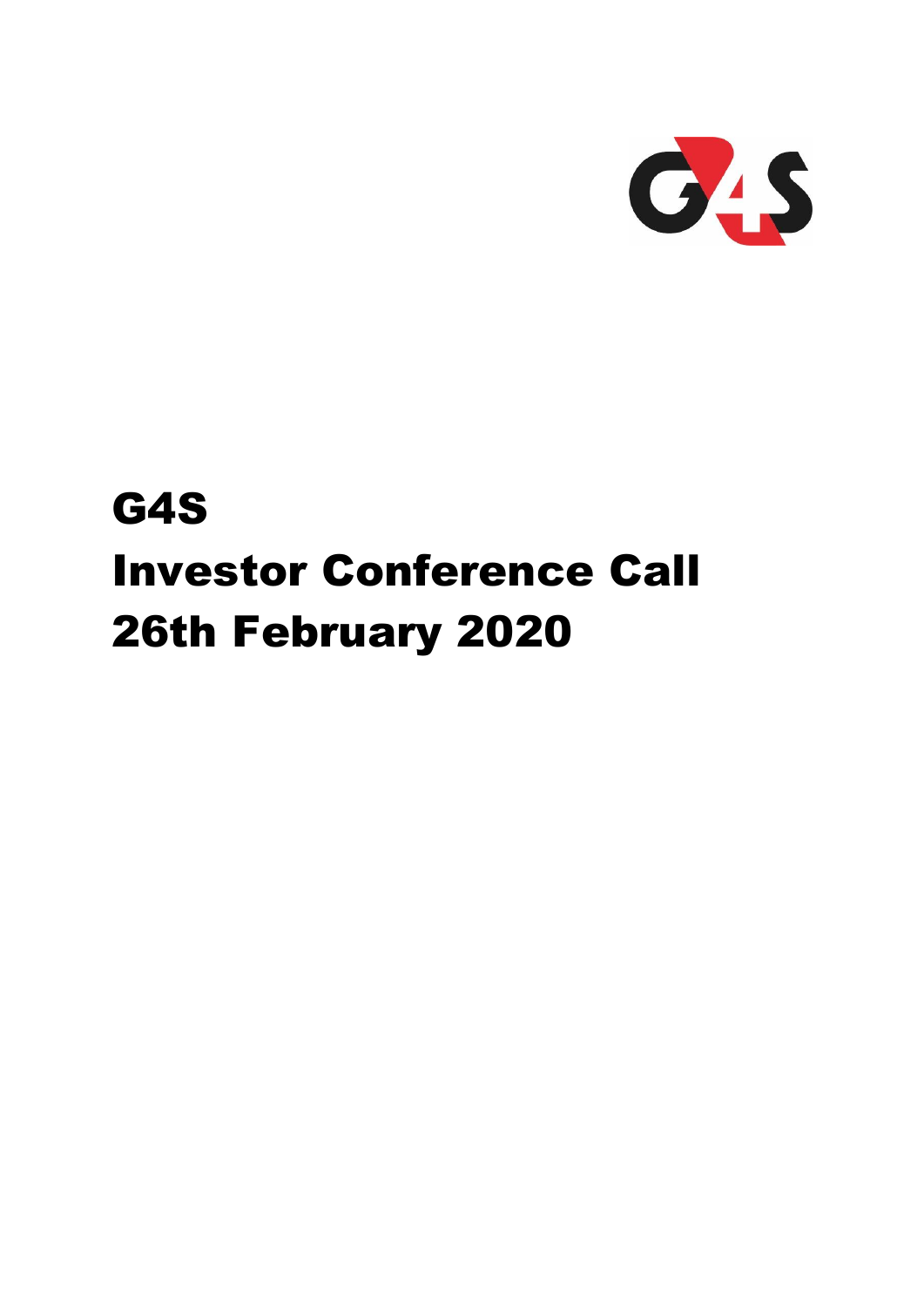# G4S
# Investor Conference Call
# 26th February 2020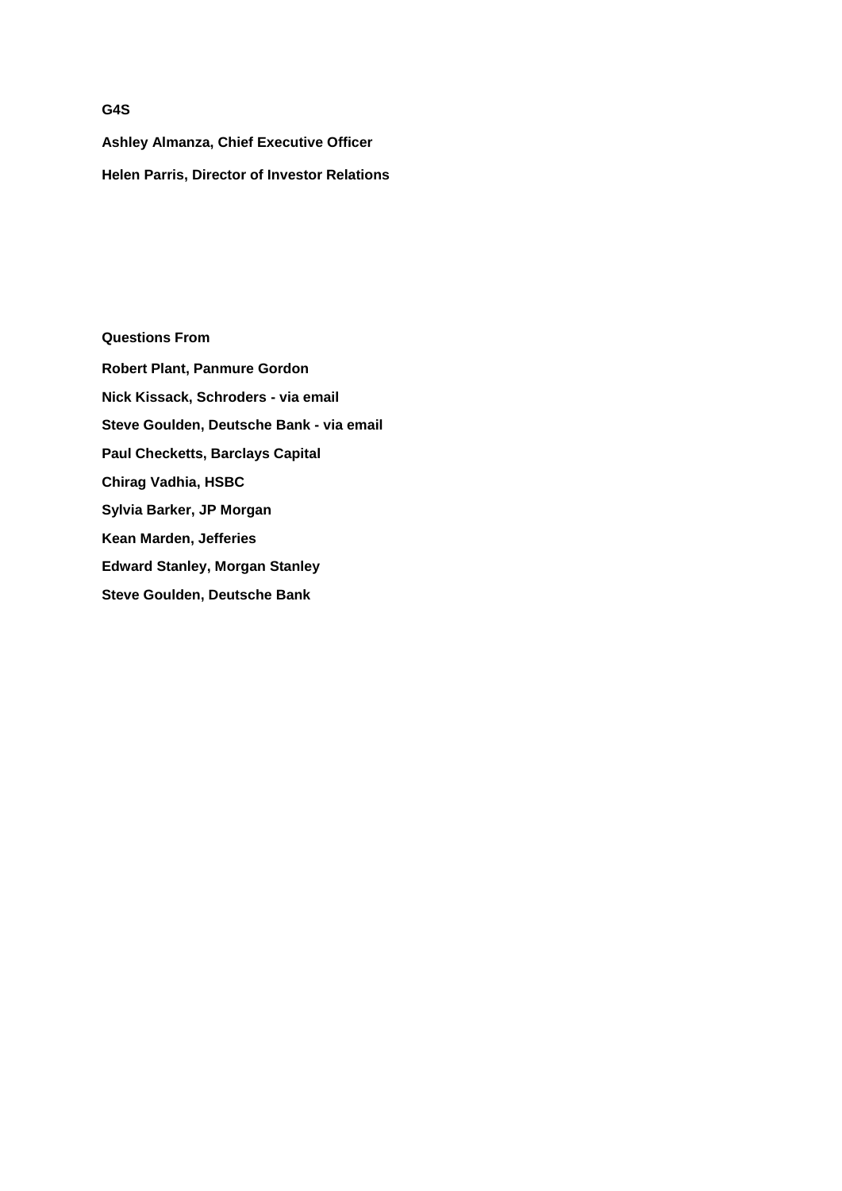**G4S**

**Ashley Almanza, Chief Executive Officer**

**Helen Parris, Director of Investor Relations**

**Questions From**

**Robert Plant, Panmure Gordon**

**Nick Kissack, Schroders - via email**

**Steve Goulden, Deutsche Bank - via email**

**Paul Checketts, Barclays Capital**

**Chirag Vadhia, HSBC**

**Sylvia Barker, JP Morgan**

**Kean Marden, Jefferies**

**Edward Stanley, Morgan Stanley**

**Steve Goulden, Deutsche Bank**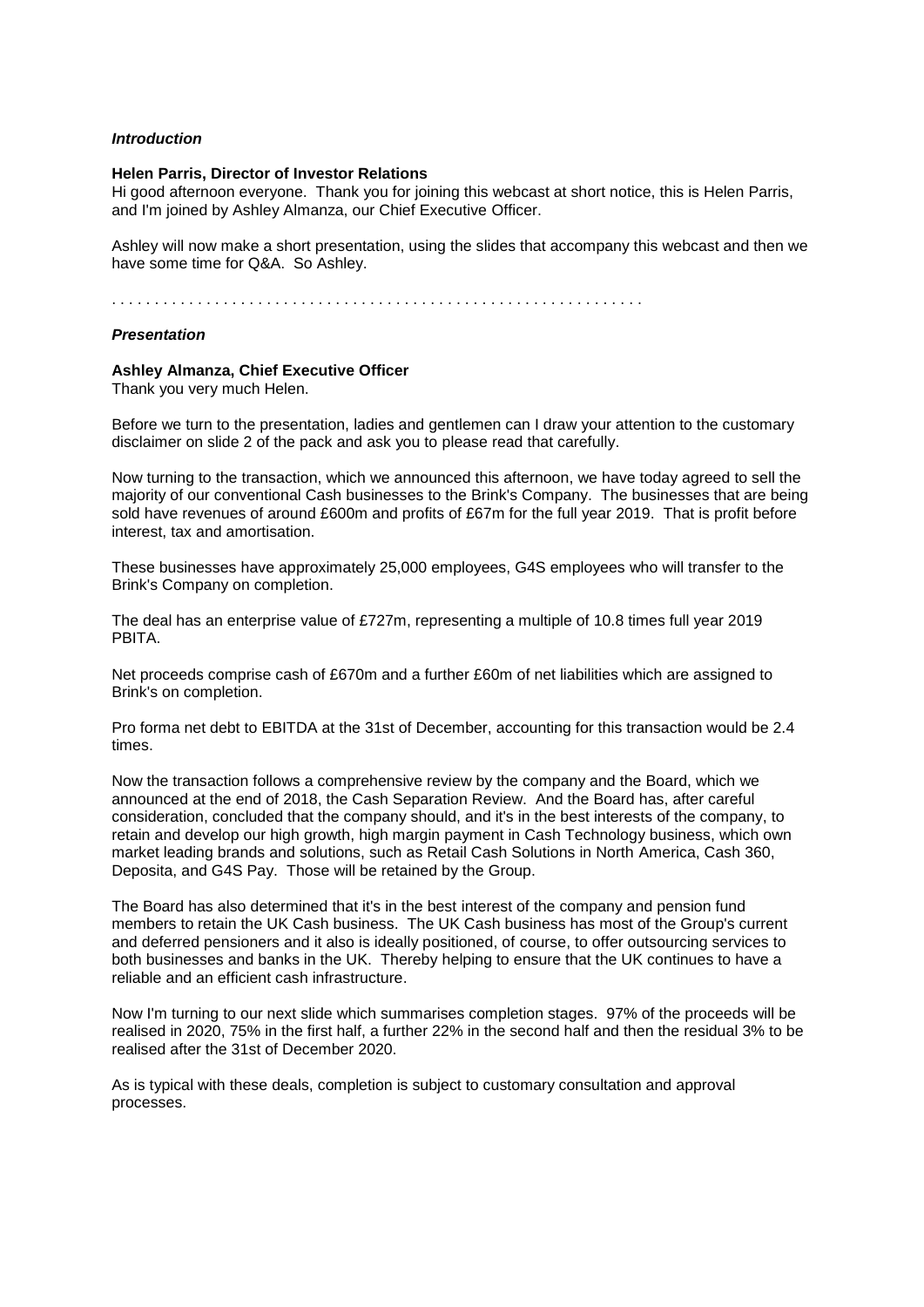***Introduction***

**Helen Parris, Director of Investor Relations**
Hi good afternoon everyone. Thank you for joining this webcast at short notice, this is Helen Parris, and I'm joined by Ashley Almanza, our Chief Executive Officer.

Ashley will now make a short presentation, using the slides that accompany this webcast and then we have some time for Q&A. So Ashley.

. . . . . . . . . . . . . . . . . . . . . . . . . . . . . . . . . . . . . . . . . . . . . . . . . . . . . . . . . . . . .

***Presentation***

**Ashley Almanza, Chief Executive Officer**
Thank you very much Helen.

Before we turn to the presentation, ladies and gentlemen can I draw your attention to the customary disclaimer on slide 2 of the pack and ask you to please read that carefully.

Now turning to the transaction, which we announced this afternoon, we have today agreed to sell the majority of our conventional Cash businesses to the Brink's Company. The businesses that are being sold have revenues of around £600m and profits of £67m for the full year 2019. That is profit before interest, tax and amortisation.

These businesses have approximately 25,000 employees, G4S employees who will transfer to the Brink's Company on completion.

The deal has an enterprise value of £727m, representing a multiple of 10.8 times full year 2019 PBITA.

Net proceeds comprise cash of £670m and a further £60m of net liabilities which are assigned to Brink's on completion.

Pro forma net debt to EBITDA at the 31st of December, accounting for this transaction would be 2.4 times.

Now the transaction follows a comprehensive review by the company and the Board, which we announced at the end of 2018, the Cash Separation Review. And the Board has, after careful consideration, concluded that the company should, and it's in the best interests of the company, to retain and develop our high growth, high margin payment in Cash Technology business, which own market leading brands and solutions, such as Retail Cash Solutions in North America, Cash 360, Deposita, and G4S Pay. Those will be retained by the Group.

The Board has also determined that it's in the best interest of the company and pension fund members to retain the UK Cash business. The UK Cash business has most of the Group's current and deferred pensioners and it also is ideally positioned, of course, to offer outsourcing services to both businesses and banks in the UK. Thereby helping to ensure that the UK continues to have a reliable and an efficient cash infrastructure.

Now I'm turning to our next slide which summarises completion stages. 97% of the proceeds will be realised in 2020, 75% in the first half, a further 22% in the second half and then the residual 3% to be realised after the 31st of December 2020.

As is typical with these deals, completion is subject to customary consultation and approval processes.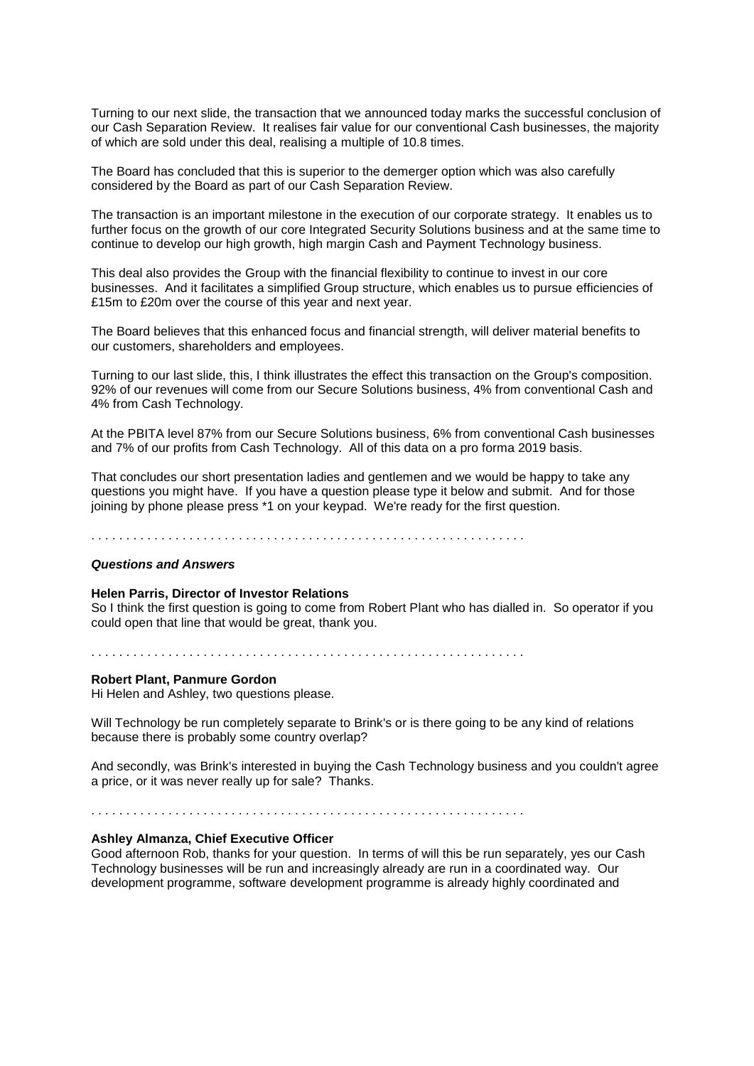Turning to our next slide, the transaction that we announced today marks the successful conclusion of our Cash Separation Review. It realises fair value for our conventional Cash businesses, the majority of which are sold under this deal, realising a multiple of 10.8 times.

The Board has concluded that this is superior to the demerger option which was also carefully considered by the Board as part of our Cash Separation Review.

The transaction is an important milestone in the execution of our corporate strategy. It enables us to further focus on the growth of our core Integrated Security Solutions business and at the same time to continue to develop our high growth, high margin Cash and Payment Technology business.

This deal also provides the Group with the financial flexibility to continue to invest in our core businesses. And it facilitates a simplified Group structure, which enables us to pursue efficiencies of £15m to £20m over the course of this year and next year.

The Board believes that this enhanced focus and financial strength, will deliver material benefits to our customers, shareholders and employees.

Turning to our last slide, this, I think illustrates the effect this transaction on the Group's composition. 92% of our revenues will come from our Secure Solutions business, 4% from conventional Cash and 4% from Cash Technology.

At the PBITA level 87% from our Secure Solutions business, 6% from conventional Cash businesses and 7% of our profits from Cash Technology. All of this data on a pro forma 2019 basis.

That concludes our short presentation ladies and gentlemen and we would be happy to take any questions you might have. If you have a question please type it below and submit. And for those joining by phone please press *1 on your keypad. We're ready for the first question.

. . . . . . . . . . . . . . . . . . . . . . . . . . . . . . . . . . . . . . . . . . . . . . . . . . . . . . . . . . . . .

***Questions and Answers***

**Helen Parris, Director of Investor Relations**
So I think the first question is going to come from Robert Plant who has dialled in. So operator if you could open that line that would be great, thank you.

. . . . . . . . . . . . . . . . . . . . . . . . . . . . . . . . . . . . . . . . . . . . . . . . . . . . . . . . . . . . .

**Robert Plant, Panmure Gordon**
Hi Helen and Ashley, two questions please.

Will Technology be run completely separate to Brink's or is there going to be any kind of relations because there is probably some country overlap?

And secondly, was Brink's interested in buying the Cash Technology business and you couldn't agree a price, or it was never really up for sale? Thanks.

. . . . . . . . . . . . . . . . . . . . . . . . . . . . . . . . . . . . . . . . . . . . . . . . . . . . . . . . . . . . .

**Ashley Almanza, Chief Executive Officer**
Good afternoon Rob, thanks for your question. In terms of will this be run separately, yes our Cash Technology businesses will be run and increasingly already are run in a coordinated way. Our development programme, software development programme is already highly coordinated and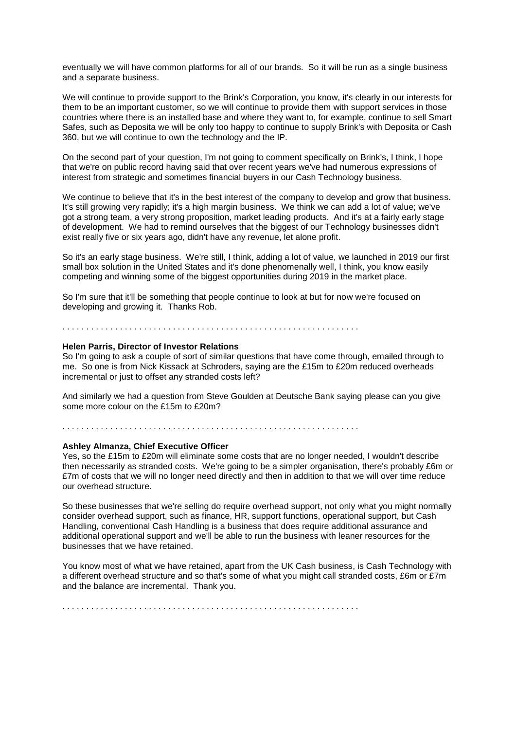eventually we will have common platforms for all of our brands. So it will be run as a single business and a separate business.

We will continue to provide support to the Brink's Corporation, you know, it's clearly in our interests for them to be an important customer, so we will continue to provide them with support services in those countries where there is an installed base and where they want to, for example, continue to sell Smart Safes, such as Deposita we will be only too happy to continue to supply Brink's with Deposita or Cash 360, but we will continue to own the technology and the IP.

On the second part of your question, I'm not going to comment specifically on Brink's, I think, I hope that we're on public record having said that over recent years we've had numerous expressions of interest from strategic and sometimes financial buyers in our Cash Technology business.

We continue to believe that it's in the best interest of the company to develop and grow that business. It's still growing very rapidly; it's a high margin business. We think we can add a lot of value; we've got a strong team, a very strong proposition, market leading products. And it's at a fairly early stage of development. We had to remind ourselves that the biggest of our Technology businesses didn't exist really five or six years ago, didn't have any revenue, let alone profit.

So it's an early stage business. We're still, I think, adding a lot of value, we launched in 2019 our first small box solution in the United States and it's done phenomenally well, I think, you know easily competing and winning some of the biggest opportunities during 2019 in the market place.

So I'm sure that it'll be something that people continue to look at but for now we're focused on developing and growing it. Thanks Rob.

. . . . . . . . . . . . . . . . . . . . . . . . . . . . . . . . . . . . . . . . . . . . . . . . . . . . . . . . . . . . .

**Helen Parris, Director of Investor Relations**

So I'm going to ask a couple of sort of similar questions that have come through, emailed through to me. So one is from Nick Kissack at Schroders, saying are the £15m to £20m reduced overheads incremental or just to offset any stranded costs left?

And similarly we had a question from Steve Goulden at Deutsche Bank saying please can you give some more colour on the £15m to £20m?

. . . . . . . . . . . . . . . . . . . . . . . . . . . . . . . . . . . . . . . . . . . . . . . . . . . . . . . . . . . . .

**Ashley Almanza, Chief Executive Officer**

Yes, so the £15m to £20m will eliminate some costs that are no longer needed, I wouldn't describe then necessarily as stranded costs. We're going to be a simpler organisation, there's probably £6m or £7m of costs that we will no longer need directly and then in addition to that we will over time reduce our overhead structure.

So these businesses that we're selling do require overhead support, not only what you might normally consider overhead support, such as finance, HR, support functions, operational support, but Cash Handling, conventional Cash Handling is a business that does require additional assurance and additional operational support and we'll be able to run the business with leaner resources for the businesses that we have retained.

You know most of what we have retained, apart from the UK Cash business, is Cash Technology with a different overhead structure and so that's some of what you might call stranded costs, £6m or £7m and the balance are incremental. Thank you.

. . . . . . . . . . . . . . . . . . . . . . . . . . . . . . . . . . . . . . . . . . . . . . . . . . . . . . . . . . . . .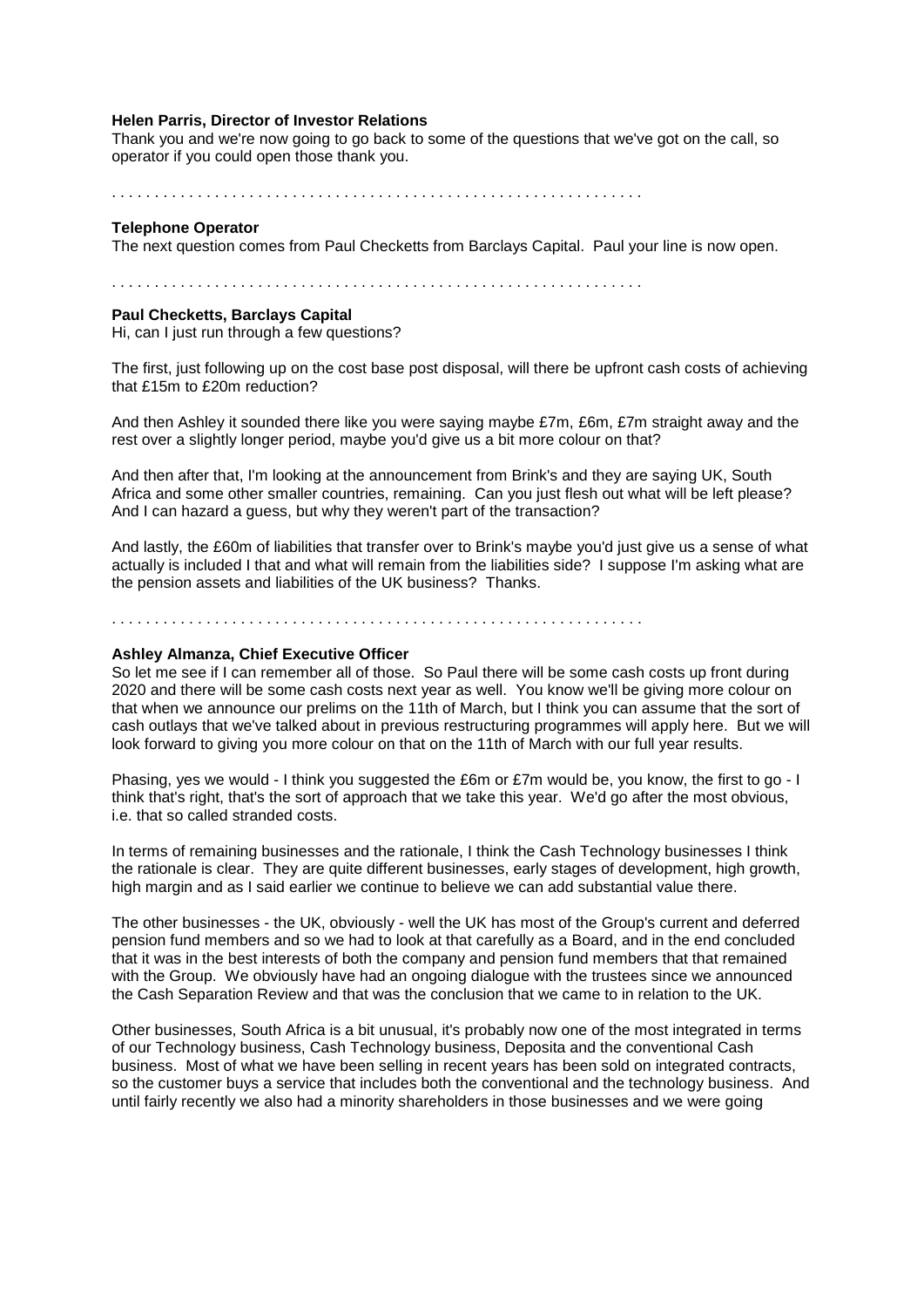**Helen Parris, Director of Investor Relations**
Thank you and we're now going to go back to some of the questions that we've got on the call, so operator if you could open those thank you.

. . . . . . . . . . . . . . . . . . . . . . . . . . . . . . . . . . . . . . . . . . . . . . . . . . . . . . . . . . . . .

**Telephone Operator**
The next question comes from Paul Checketts from Barclays Capital. Paul your line is now open.

. . . . . . . . . . . . . . . . . . . . . . . . . . . . . . . . . . . . . . . . . . . . . . . . . . . . . . . . . . . . .

**Paul Checketts, Barclays Capital**
Hi, can I just run through a few questions?

The first, just following up on the cost base post disposal, will there be upfront cash costs of achieving that £15m to £20m reduction?

And then Ashley it sounded there like you were saying maybe £7m, £6m, £7m straight away and the rest over a slightly longer period, maybe you'd give us a bit more colour on that?

And then after that, I'm looking at the announcement from Brink's and they are saying UK, South Africa and some other smaller countries, remaining. Can you just flesh out what will be left please? And I can hazard a guess, but why they weren't part of the transaction?

And lastly, the £60m of liabilities that transfer over to Brink's maybe you'd just give us a sense of what actually is included I that and what will remain from the liabilities side? I suppose I'm asking what are the pension assets and liabilities of the UK business? Thanks.

. . . . . . . . . . . . . . . . . . . . . . . . . . . . . . . . . . . . . . . . . . . . . . . . . . . . . . . . . . . . .

**Ashley Almanza, Chief Executive Officer**
So let me see if I can remember all of those. So Paul there will be some cash costs up front during 2020 and there will be some cash costs next year as well. You know we'll be giving more colour on that when we announce our prelims on the 11th of March, but I think you can assume that the sort of cash outlays that we've talked about in previous restructuring programmes will apply here. But we will look forward to giving you more colour on that on the 11th of March with our full year results.

Phasing, yes we would - I think you suggested the £6m or £7m would be, you know, the first to go - I think that's right, that's the sort of approach that we take this year. We'd go after the most obvious, i.e. that so called stranded costs.

In terms of remaining businesses and the rationale, I think the Cash Technology businesses I think the rationale is clear. They are quite different businesses, early stages of development, high growth, high margin and as I said earlier we continue to believe we can add substantial value there.

The other businesses - the UK, obviously - well the UK has most of the Group's current and deferred pension fund members and so we had to look at that carefully as a Board, and in the end concluded that it was in the best interests of both the company and pension fund members that that remained with the Group. We obviously have had an ongoing dialogue with the trustees since we announced the Cash Separation Review and that was the conclusion that we came to in relation to the UK.

Other businesses, South Africa is a bit unusual, it's probably now one of the most integrated in terms of our Technology business, Cash Technology business, Deposita and the conventional Cash business. Most of what we have been selling in recent years has been sold on integrated contracts, so the customer buys a service that includes both the conventional and the technology business. And until fairly recently we also had a minority shareholders in those businesses and we were going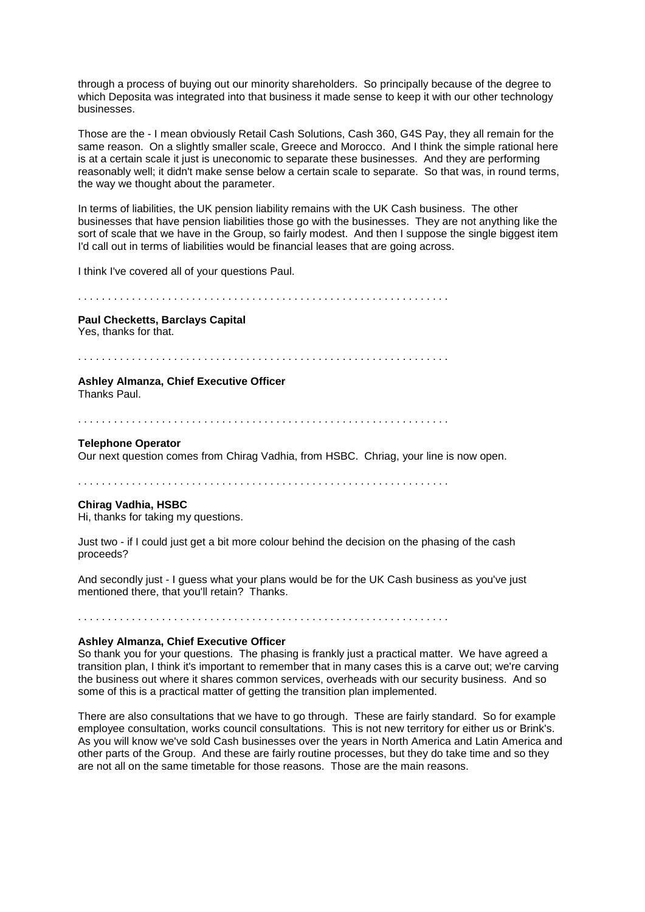through a process of buying out our minority shareholders. So principally because of the degree to which Deposita was integrated into that business it made sense to keep it with our other technology businesses.

Those are the - I mean obviously Retail Cash Solutions, Cash 360, G4S Pay, they all remain for the same reason. On a slightly smaller scale, Greece and Morocco. And I think the simple rational here is at a certain scale it just is uneconomic to separate these businesses. And they are performing reasonably well; it didn't make sense below a certain scale to separate. So that was, in round terms, the way we thought about the parameter.

In terms of liabilities, the UK pension liability remains with the UK Cash business. The other businesses that have pension liabilities those go with the businesses. They are not anything like the sort of scale that we have in the Group, so fairly modest. And then I suppose the single biggest item I'd call out in terms of liabilities would be financial leases that are going across.

I think I've covered all of your questions Paul.

. . . . . . . . . . . . . . . . . . . . . . . . . . . . . . . . . . . . . . . . . . . . . . . . . . . . . . . . . . . . .

**Paul Checketts, Barclays Capital**
Yes, thanks for that.

. . . . . . . . . . . . . . . . . . . . . . . . . . . . . . . . . . . . . . . . . . . . . . . . . . . . . . . . . . . . .

**Ashley Almanza, Chief Executive Officer**
Thanks Paul.

. . . . . . . . . . . . . . . . . . . . . . . . . . . . . . . . . . . . . . . . . . . . . . . . . . . . . . . . . . . . .

**Telephone Operator**
Our next question comes from Chirag Vadhia, from HSBC. Chriag, your line is now open.

. . . . . . . . . . . . . . . . . . . . . . . . . . . . . . . . . . . . . . . . . . . . . . . . . . . . . . . . . . . . .

**Chirag Vadhia, HSBC**
Hi, thanks for taking my questions.

Just two - if I could just get a bit more colour behind the decision on the phasing of the cash proceeds?

And secondly just - I guess what your plans would be for the UK Cash business as you've just mentioned there, that you'll retain? Thanks.

. . . . . . . . . . . . . . . . . . . . . . . . . . . . . . . . . . . . . . . . . . . . . . . . . . . . . . . . . . . . .

**Ashley Almanza, Chief Executive Officer**
So thank you for your questions. The phasing is frankly just a practical matter. We have agreed a transition plan, I think it's important to remember that in many cases this is a carve out; we're carving the business out where it shares common services, overheads with our security business. And so some of this is a practical matter of getting the transition plan implemented.

There are also consultations that we have to go through. These are fairly standard. So for example employee consultation, works council consultations. This is not new territory for either us or Brink's. As you will know we've sold Cash businesses over the years in North America and Latin America and other parts of the Group. And these are fairly routine processes, but they do take time and so they are not all on the same timetable for those reasons. Those are the main reasons.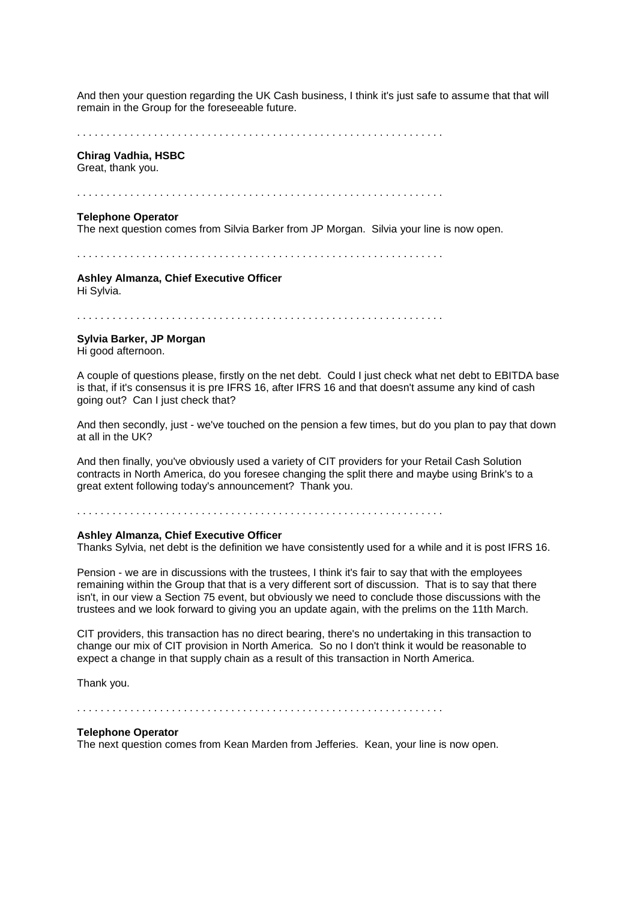And then your question regarding the UK Cash business, I think it's just safe to assume that that will remain in the Group for the foreseeable future.

. . . . . . . . . . . . . . . . . . . . . . . . . . . . . . . . . . . . . . . . . . . . . . . . . . . . . . . . . . . . .

**Chirag Vadhia, HSBC**
Great, thank you.

. . . . . . . . . . . . . . . . . . . . . . . . . . . . . . . . . . . . . . . . . . . . . . . . . . . . . . . . . . . . .

**Telephone Operator**
The next question comes from Silvia Barker from JP Morgan. Silvia your line is now open.

. . . . . . . . . . . . . . . . . . . . . . . . . . . . . . . . . . . . . . . . . . . . . . . . . . . . . . . . . . . . .

**Ashley Almanza, Chief Executive Officer**
Hi Sylvia.

. . . . . . . . . . . . . . . . . . . . . . . . . . . . . . . . . . . . . . . . . . . . . . . . . . . . . . . . . . . . .

**Sylvia Barker, JP Morgan**
Hi good afternoon.

A couple of questions please, firstly on the net debt. Could I just check what net debt to EBITDA base is that, if it's consensus it is pre IFRS 16, after IFRS 16 and that doesn't assume any kind of cash going out? Can I just check that?

And then secondly, just - we've touched on the pension a few times, but do you plan to pay that down at all in the UK?

And then finally, you've obviously used a variety of CIT providers for your Retail Cash Solution contracts in North America, do you foresee changing the split there and maybe using Brink's to a great extent following today's announcement? Thank you.

. . . . . . . . . . . . . . . . . . . . . . . . . . . . . . . . . . . . . . . . . . . . . . . . . . . . . . . . . . . . .

**Ashley Almanza, Chief Executive Officer**
Thanks Sylvia, net debt is the definition we have consistently used for a while and it is post IFRS 16.

Pension - we are in discussions with the trustees, I think it's fair to say that with the employees remaining within the Group that that is a very different sort of discussion. That is to say that there isn't, in our view a Section 75 event, but obviously we need to conclude those discussions with the trustees and we look forward to giving you an update again, with the prelims on the 11th March.

CIT providers, this transaction has no direct bearing, there's no undertaking in this transaction to change our mix of CIT provision in North America. So no I don't think it would be reasonable to expect a change in that supply chain as a result of this transaction in North America.

Thank you.

. . . . . . . . . . . . . . . . . . . . . . . . . . . . . . . . . . . . . . . . . . . . . . . . . . . . . . . . . . . . .

**Telephone Operator**
The next question comes from Kean Marden from Jefferies. Kean, your line is now open.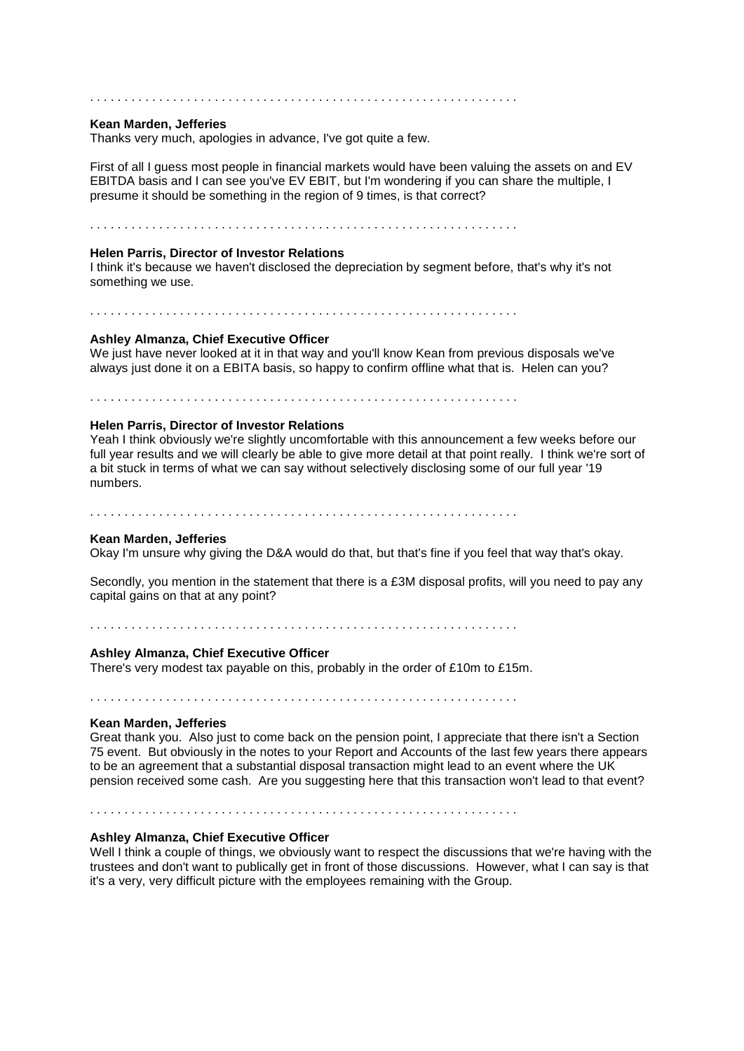. . . . . . . . . . . . . . . . . . . . . . . . . . . . . . . . . . . . . . . . . . . . . . . . . . . . . . . . . . . . . . .

**Kean Marden, Jefferies**
Thanks very much, apologies in advance, I've got quite a few.

First of all I guess most people in financial markets would have been valuing the assets on and EV EBITDA basis and I can see you've EV EBIT, but I'm wondering if you can share the multiple, I presume it should be something in the region of 9 times, is that correct?

. . . . . . . . . . . . . . . . . . . . . . . . . . . . . . . . . . . . . . . . . . . . . . . . . . . . . . . . . . . . . . .

**Helen Parris, Director of Investor Relations**
I think it's because we haven't disclosed the depreciation by segment before, that's why it's not something we use.

. . . . . . . . . . . . . . . . . . . . . . . . . . . . . . . . . . . . . . . . . . . . . . . . . . . . . . . . . . . . . . .

**Ashley Almanza, Chief Executive Officer**
We just have never looked at it in that way and you'll know Kean from previous disposals we've always just done it on a EBITA basis, so happy to confirm offline what that is. Helen can you?

. . . . . . . . . . . . . . . . . . . . . . . . . . . . . . . . . . . . . . . . . . . . . . . . . . . . . . . . . . . . . . .

**Helen Parris, Director of Investor Relations**
Yeah I think obviously we're slightly uncomfortable with this announcement a few weeks before our full year results and we will clearly be able to give more detail at that point really. I think we're sort of a bit stuck in terms of what we can say without selectively disclosing some of our full year '19 numbers.

. . . . . . . . . . . . . . . . . . . . . . . . . . . . . . . . . . . . . . . . . . . . . . . . . . . . . . . . . . . . . . .

**Kean Marden, Jefferies**
Okay I'm unsure why giving the D&A would do that, but that's fine if you feel that way that's okay.

Secondly, you mention in the statement that there is a £3M disposal profits, will you need to pay any capital gains on that at any point?

. . . . . . . . . . . . . . . . . . . . . . . . . . . . . . . . . . . . . . . . . . . . . . . . . . . . . . . . . . . . . . .

**Ashley Almanza, Chief Executive Officer**
There's very modest tax payable on this, probably in the order of £10m to £15m.

. . . . . . . . . . . . . . . . . . . . . . . . . . . . . . . . . . . . . . . . . . . . . . . . . . . . . . . . . . . . . . .

**Kean Marden, Jefferies**
Great thank you. Also just to come back on the pension point, I appreciate that there isn't a Section 75 event. But obviously in the notes to your Report and Accounts of the last few years there appears to be an agreement that a substantial disposal transaction might lead to an event where the UK pension received some cash. Are you suggesting here that this transaction won't lead to that event?

. . . . . . . . . . . . . . . . . . . . . . . . . . . . . . . . . . . . . . . . . . . . . . . . . . . . . . . . . . . . . . .

**Ashley Almanza, Chief Executive Officer**
Well I think a couple of things, we obviously want to respect the discussions that we're having with the trustees and don't want to publically get in front of those discussions. However, what I can say is that it's a very, very difficult picture with the employees remaining with the Group.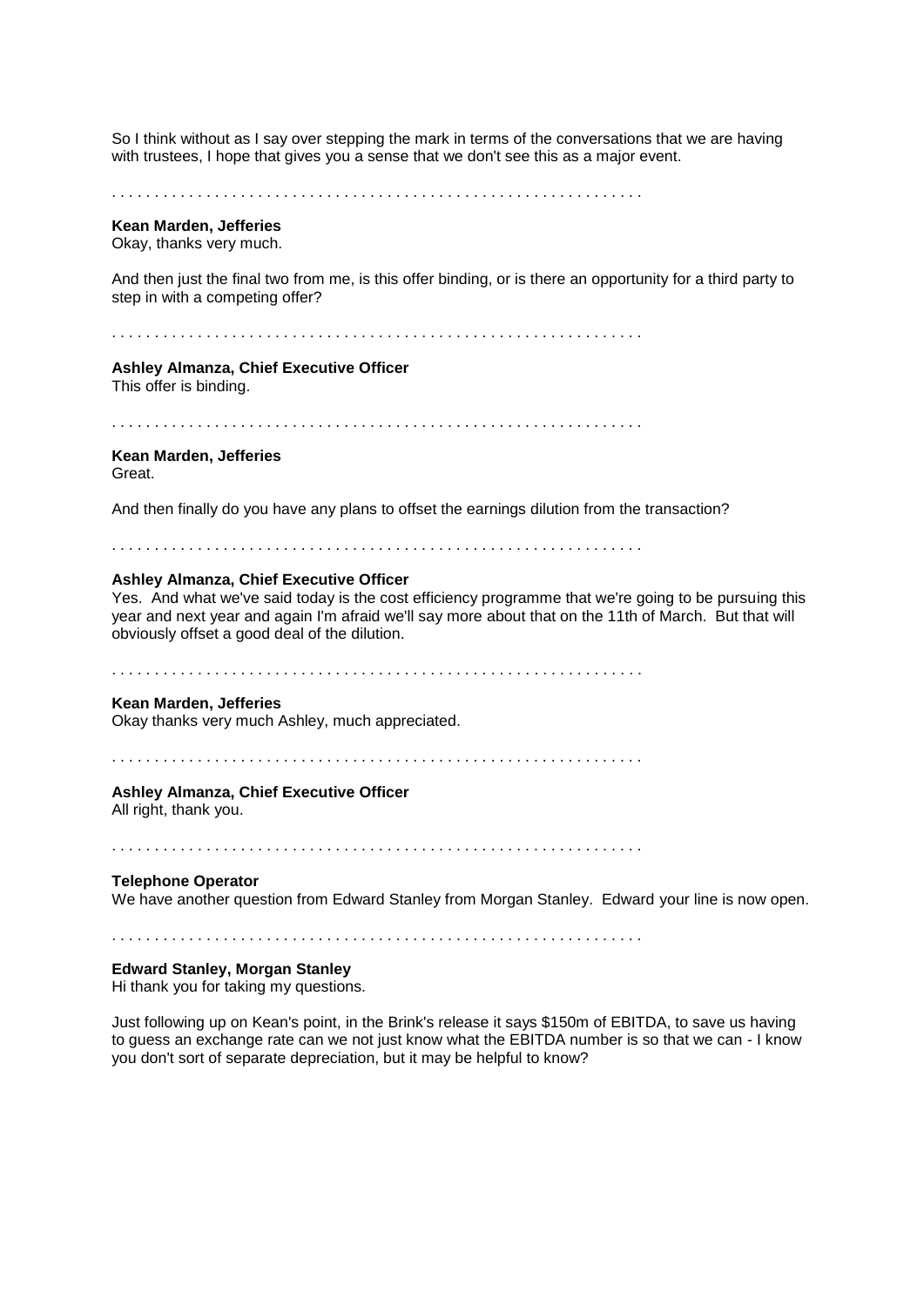So I think without as I say over stepping the mark in terms of the conversations that we are having with trustees, I hope that gives you a sense that we don't see this as a major event.

. . . . . . . . . . . . . . . . . . . . . . . . . . . . . . . . . . . . . . . . . . . . . . . . . . . . . . . . . . . . . . .

**Kean Marden, Jefferies**
Okay, thanks very much.

And then just the final two from me, is this offer binding, or is there an opportunity for a third party to step in with a competing offer?

. . . . . . . . . . . . . . . . . . . . . . . . . . . . . . . . . . . . . . . . . . . . . . . . . . . . . . . . . . . . . . .

**Ashley Almanza, Chief Executive Officer**
This offer is binding.

. . . . . . . . . . . . . . . . . . . . . . . . . . . . . . . . . . . . . . . . . . . . . . . . . . . . . . . . . . . . . . .

**Kean Marden, Jefferies**
Great.

And then finally do you have any plans to offset the earnings dilution from the transaction?

. . . . . . . . . . . . . . . . . . . . . . . . . . . . . . . . . . . . . . . . . . . . . . . . . . . . . . . . . . . . . . .

**Ashley Almanza, Chief Executive Officer**
Yes. And what we've said today is the cost efficiency programme that we're going to be pursuing this year and next year and again I'm afraid we'll say more about that on the 11th of March. But that will obviously offset a good deal of the dilution.

. . . . . . . . . . . . . . . . . . . . . . . . . . . . . . . . . . . . . . . . . . . . . . . . . . . . . . . . . . . . . . .

**Kean Marden, Jefferies**
Okay thanks very much Ashley, much appreciated.

. . . . . . . . . . . . . . . . . . . . . . . . . . . . . . . . . . . . . . . . . . . . . . . . . . . . . . . . . . . . . . .

**Ashley Almanza, Chief Executive Officer**
All right, thank you.

. . . . . . . . . . . . . . . . . . . . . . . . . . . . . . . . . . . . . . . . . . . . . . . . . . . . . . . . . . . . . . .

**Telephone Operator**
We have another question from Edward Stanley from Morgan Stanley. Edward your line is now open.

. . . . . . . . . . . . . . . . . . . . . . . . . . . . . . . . . . . . . . . . . . . . . . . . . . . . . . . . . . . . . . .

**Edward Stanley, Morgan Stanley**
Hi thank you for taking my questions.

Just following up on Kean's point, in the Brink's release it says $150m of EBITDA, to save us having to guess an exchange rate can we not just know what the EBITDA number is so that we can - I know you don't sort of separate depreciation, but it may be helpful to know?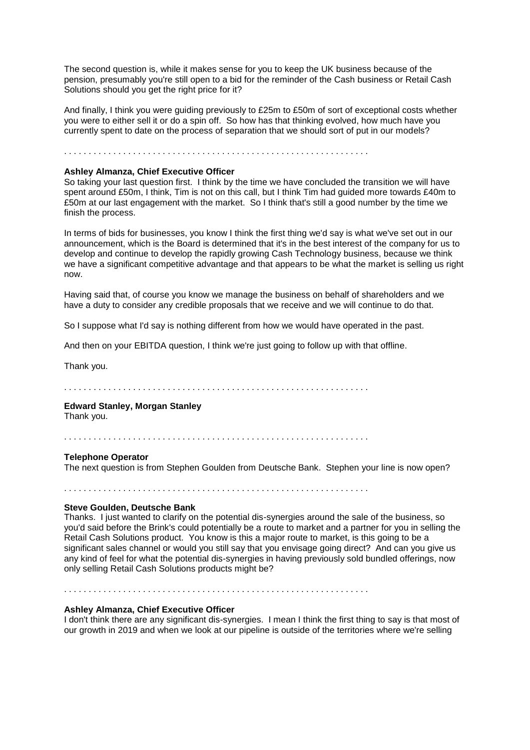The second question is, while it makes sense for you to keep the UK business because of the pension, presumably you're still open to a bid for the reminder of the Cash business or Retail Cash Solutions should you get the right price for it?

And finally, I think you were guiding previously to £25m to £50m of sort of exceptional costs whether you were to either sell it or do a spin off. So how has that thinking evolved, how much have you currently spent to date on the process of separation that we should sort of put in our models?

. . . . . . . . . . . . . . . . . . . . . . . . . . . . . . . . . . . . . . . . . . . . . . . . . . . . . . . . . . . . . .

**Ashley Almanza, Chief Executive Officer**
So taking your last question first. I think by the time we have concluded the transition we will have spent around £50m, I think, Tim is not on this call, but I think Tim had guided more towards £40m to £50m at our last engagement with the market. So I think that's still a good number by the time we finish the process.

In terms of bids for businesses, you know I think the first thing we'd say is what we've set out in our announcement, which is the Board is determined that it's in the best interest of the company for us to develop and continue to develop the rapidly growing Cash Technology business, because we think we have a significant competitive advantage and that appears to be what the market is selling us right now.

Having said that, of course you know we manage the business on behalf of shareholders and we have a duty to consider any credible proposals that we receive and we will continue to do that.

So I suppose what I'd say is nothing different from how we would have operated in the past.

And then on your EBITDA question, I think we're just going to follow up with that offline.

Thank you.

. . . . . . . . . . . . . . . . . . . . . . . . . . . . . . . . . . . . . . . . . . . . . . . . . . . . . . . . . . . . . .

**Edward Stanley, Morgan Stanley**
Thank you.

. . . . . . . . . . . . . . . . . . . . . . . . . . . . . . . . . . . . . . . . . . . . . . . . . . . . . . . . . . . . . .

**Telephone Operator**
The next question is from Stephen Goulden from Deutsche Bank. Stephen your line is now open?

. . . . . . . . . . . . . . . . . . . . . . . . . . . . . . . . . . . . . . . . . . . . . . . . . . . . . . . . . . . . . .

**Steve Goulden, Deutsche Bank**
Thanks. I just wanted to clarify on the potential dis-synergies around the sale of the business, so you'd said before the Brink's could potentially be a route to market and a partner for you in selling the Retail Cash Solutions product. You know is this a major route to market, is this going to be a significant sales channel or would you still say that you envisage going direct? And can you give us any kind of feel for what the potential dis-synergies in having previously sold bundled offerings, now only selling Retail Cash Solutions products might be?

. . . . . . . . . . . . . . . . . . . . . . . . . . . . . . . . . . . . . . . . . . . . . . . . . . . . . . . . . . . . . .

**Ashley Almanza, Chief Executive Officer**
I don't think there are any significant dis-synergies. I mean I think the first thing to say is that most of our growth in 2019 and when we look at our pipeline is outside of the territories where we're selling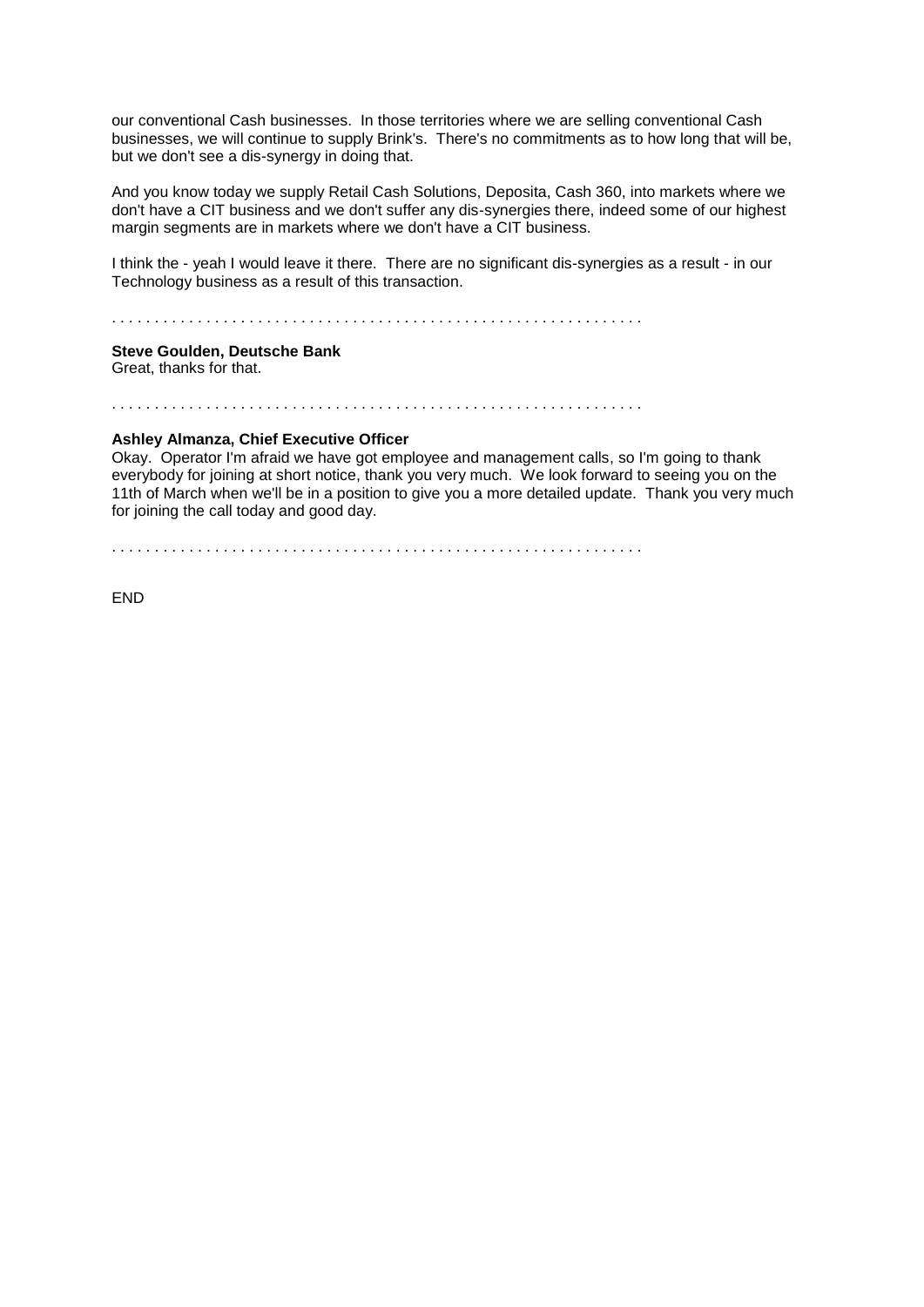our conventional Cash businesses. In those territories where we are selling conventional Cash businesses, we will continue to supply Brink's. There's no commitments as to how long that will be, but we don't see a dis-synergy in doing that.

And you know today we supply Retail Cash Solutions, Deposita, Cash 360, into markets where we don't have a CIT business and we don't suffer any dis-synergies there, indeed some of our highest margin segments are in markets where we don't have a CIT business.

I think the - yeah I would leave it there. There are no significant dis-synergies as a result - in our Technology business as a result of this transaction.

. . . . . . . . . . . . . . . . . . . . . . . . . . . . . . . . . . . . . . . . . . . . . . . . . . . . . . . . . . . . .

**Steve Goulden, Deutsche Bank**
Great, thanks for that.

. . . . . . . . . . . . . . . . . . . . . . . . . . . . . . . . . . . . . . . . . . . . . . . . . . . . . . . . . . . . .

**Ashley Almanza, Chief Executive Officer**
Okay. Operator I'm afraid we have got employee and management calls, so I'm going to thank everybody for joining at short notice, thank you very much. We look forward to seeing you on the 11th of March when we'll be in a position to give you a more detailed update. Thank you very much for joining the call today and good day.

. . . . . . . . . . . . . . . . . . . . . . . . . . . . . . . . . . . . . . . . . . . . . . . . . . . . . . . . . . . . .

END